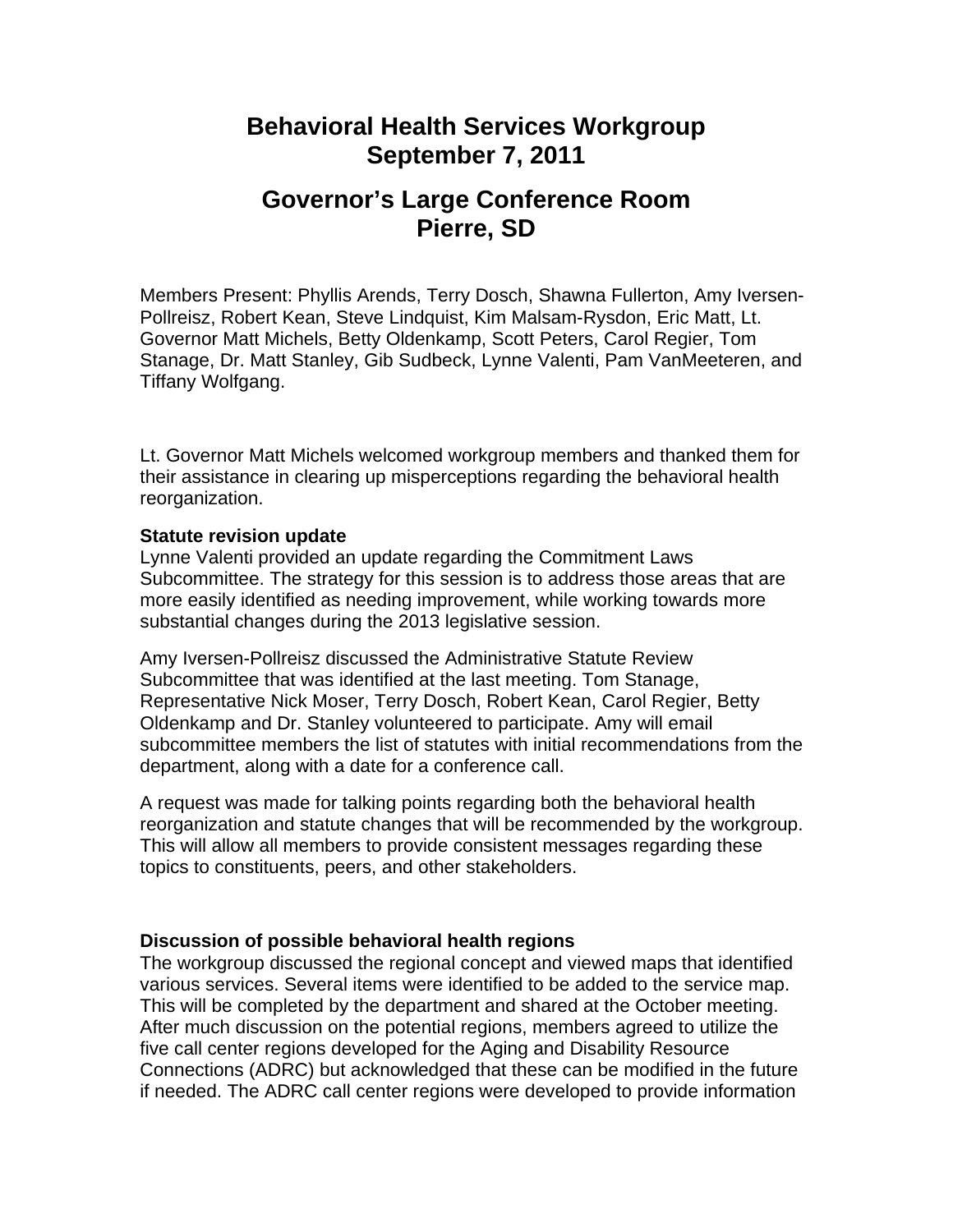# Behavioral Health Services Workgroup
# September 7, 2011

## Governor's Large Conference Room
## Pierre, SD

Members Present: Phyllis Arends, Terry Dosch, Shawna Fullerton, Amy Iversen-Pollreisz, Robert Kean, Steve Lindquist, Kim Malsam-Rysdon, Eric Matt, Lt. Governor Matt Michels, Betty Oldenkamp, Scott Peters, Carol Regier, Tom Stanage, Dr. Matt Stanley, Gib Sudbeck, Lynne Valenti, Pam VanMeeteren, and Tiffany Wolfgang.

Lt. Governor Matt Michels welcomed workgroup members and thanked them for their assistance in clearing up misperceptions regarding the behavioral health reorganization.

**Statute revision update**

Lynne Valenti provided an update regarding the Commitment Laws Subcommittee. The strategy for this session is to address those areas that are more easily identified as needing improvement, while working towards more substantial changes during the 2013 legislative session.

Amy Iversen-Pollreisz discussed the Administrative Statute Review Subcommittee that was identified at the last meeting. Tom Stanage, Representative Nick Moser, Terry Dosch, Robert Kean, Carol Regier, Betty Oldenkamp and Dr. Stanley volunteered to participate. Amy will email subcommittee members the list of statutes with initial recommendations from the department, along with a date for a conference call.

A request was made for talking points regarding both the behavioral health reorganization and statute changes that will be recommended by the workgroup. This will allow all members to provide consistent messages regarding these topics to constituents, peers, and other stakeholders.

**Discussion of possible behavioral health regions**

The workgroup discussed the regional concept and viewed maps that identified various services. Several items were identified to be added to the service map. This will be completed by the department and shared at the October meeting. After much discussion on the potential regions, members agreed to utilize the five call center regions developed for the Aging and Disability Resource Connections (ADRC) but acknowledged that these can be modified in the future if needed. The ADRC call center regions were developed to provide information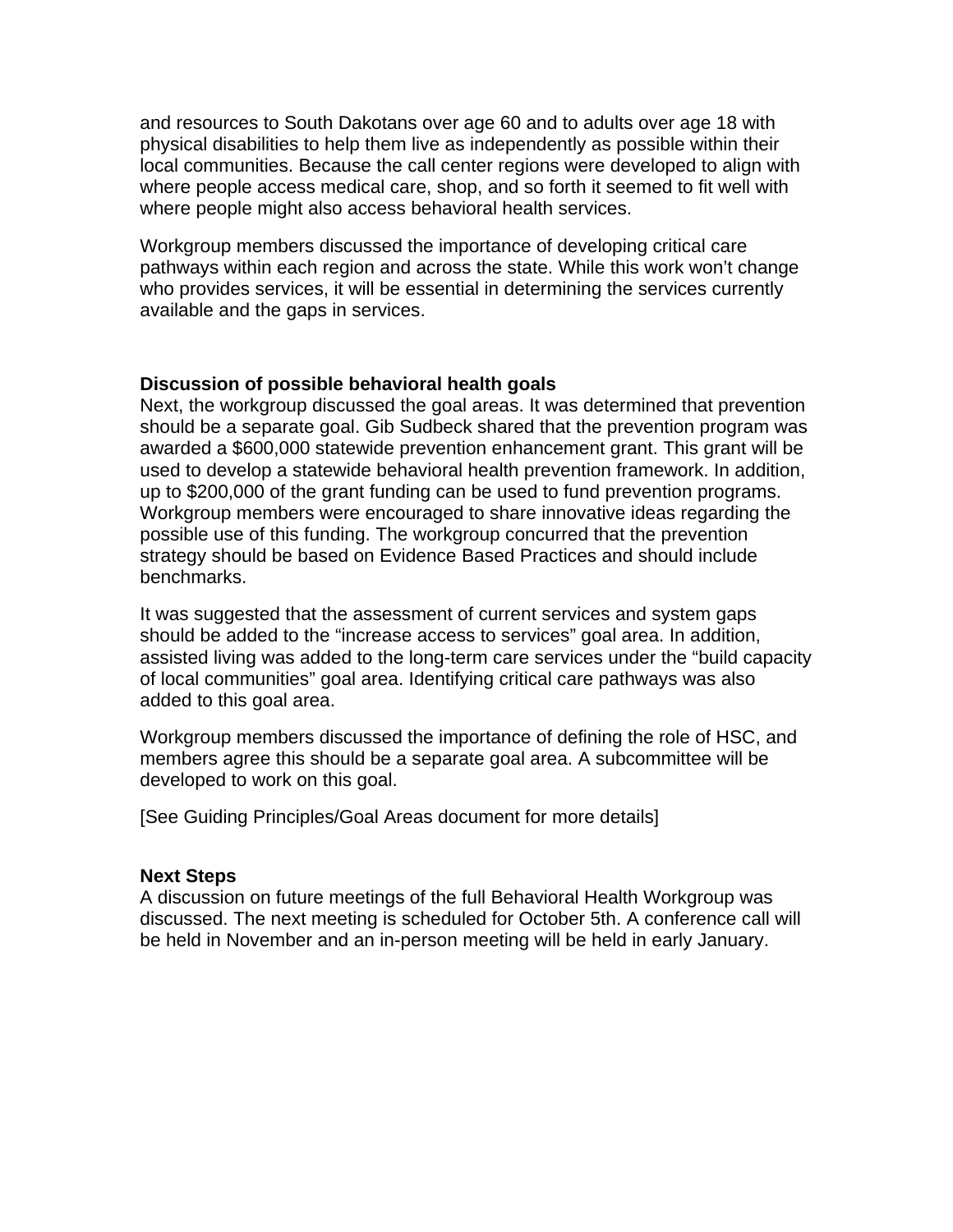and resources to South Dakotans over age 60 and to adults over age 18 with physical disabilities to help them live as independently as possible within their local communities. Because the call center regions were developed to align with where people access medical care, shop, and so forth it seemed to fit well with where people might also access behavioral health services.

Workgroup members discussed the importance of developing critical care pathways within each region and across the state. While this work won't change who provides services, it will be essential in determining the services currently available and the gaps in services.

**Discussion of possible behavioral health goals**

Next, the workgroup discussed the goal areas. It was determined that prevention should be a separate goal. Gib Sudbeck shared that the prevention program was awarded a $600,000 statewide prevention enhancement grant. This grant will be used to develop a statewide behavioral health prevention framework. In addition, up to $200,000 of the grant funding can be used to fund prevention programs. Workgroup members were encouraged to share innovative ideas regarding the possible use of this funding. The workgroup concurred that the prevention strategy should be based on Evidence Based Practices and should include benchmarks.

It was suggested that the assessment of current services and system gaps should be added to the "increase access to services" goal area. In addition, assisted living was added to the long-term care services under the "build capacity of local communities" goal area. Identifying critical care pathways was also added to this goal area.

Workgroup members discussed the importance of defining the role of HSC, and members agree this should be a separate goal area. A subcommittee will be developed to work on this goal.

[See Guiding Principles/Goal Areas document for more details]

**Next Steps**

A discussion on future meetings of the full Behavioral Health Workgroup was discussed. The next meeting is scheduled for October 5th. A conference call will be held in November and an in-person meeting will be held in early January.